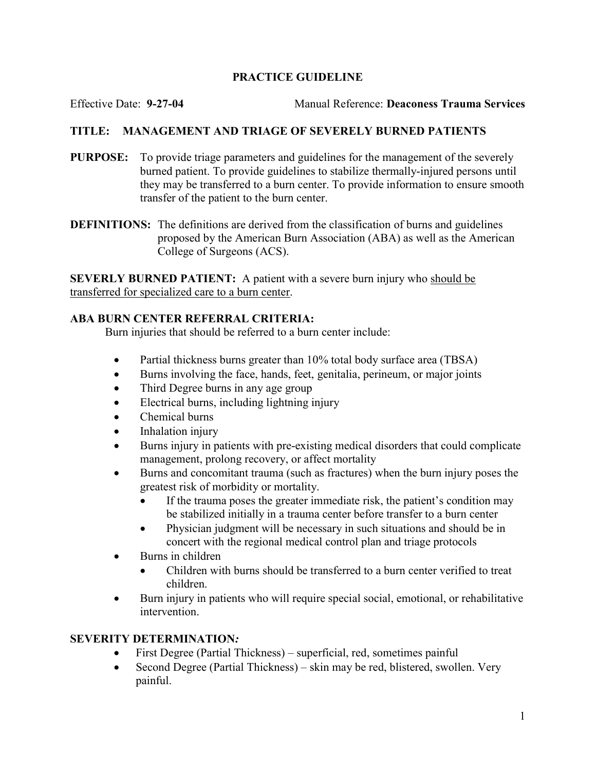**PRACTICE GUIDELINE**

Effective Date: **9-27-04** Manual Reference: **Deaconess Trauma Services**

**TITLE: MANAGEMENT AND TRIAGE OF SEVERELY BURNED PATIENTS**

**PURPOSE:** To provide triage parameters and guidelines for the management of the severely burned patient. To provide guidelines to stabilize thermally-injured persons until they may be transferred to a burn center. To provide information to ensure smooth transfer of the patient to the burn center.

**DEFINITIONS:** The definitions are derived from the classification of burns and guidelines proposed by the American Burn Association (ABA) as well as the American College of Surgeons (ACS).

**SEVERLY BURNED PATIENT:** A patient with a severe burn injury who <u>should be transferred for specialized care to a burn center</u>.

**ABA BURN CENTER REFERRAL CRITERIA:**

Burn injuries that should be referred to a burn center include:

- Partial thickness burns greater than 10% total body surface area (TBSA)
- Burns involving the face, hands, feet, genitalia, perineum, or major joints
- Third Degree burns in any age group
- Electrical burns, including lightning injury
- Chemical burns
- Inhalation injury
- Burns injury in patients with pre-existing medical disorders that could complicate management, prolong recovery, or affect mortality
- Burns and concomitant trauma (such as fractures) when the burn injury poses the greatest risk of morbidity or mortality.
  - If the trauma poses the greater immediate risk, the patient's condition may be stabilized initially in a trauma center before transfer to a burn center
  - Physician judgment will be necessary in such situations and should be in concert with the regional medical control plan and triage protocols
- Burns in children
  - Children with burns should be transferred to a burn center verified to treat children.
- Burn injury in patients who will require special social, emotional, or rehabilitative intervention.

**SEVERITY DETERMINATION*:***

- First Degree (Partial Thickness) – superficial, red, sometimes painful
- Second Degree (Partial Thickness) – skin may be red, blistered, swollen. Very painful.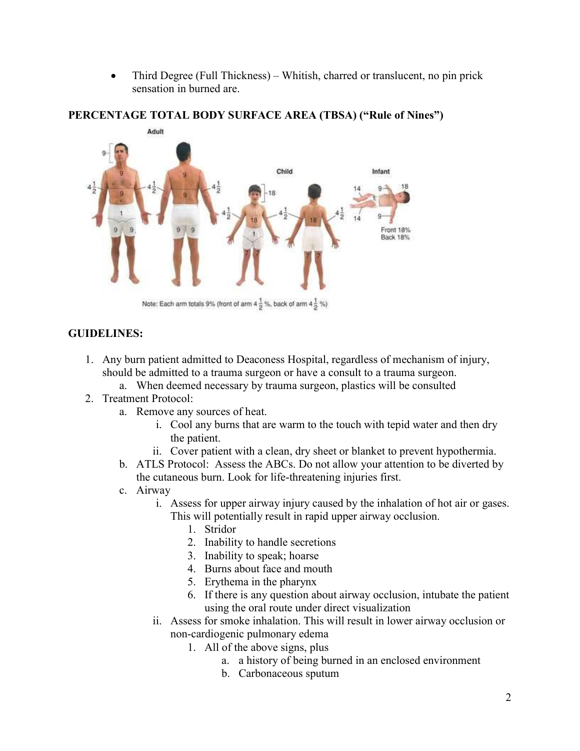- Third Degree (Full Thickness) – Whitish, charred or translucent, no pin prick sensation in burned are.

**PERCENTAGE TOTAL BODY SURFACE AREA (TBSA) ("Rule of Nines")**

Note: Each arm totals 9% (front of arm 4 ½ %, back of arm 4 ½ %)

**GUIDELINES:**

1. Any burn patient admitted to Deaconess Hospital, regardless of mechanism of injury, should be admitted to a trauma surgeon or have a consult to a trauma surgeon.
    a. When deemed necessary by trauma surgeon, plastics will be consulted
2. Treatment Protocol:
    a. Remove any sources of heat.
        i. Cool any burns that are warm to the touch with tepid water and then dry the patient.
        ii. Cover patient with a clean, dry sheet or blanket to prevent hypothermia.
    b. ATLS Protocol: Assess the ABCs. Do not allow your attention to be diverted by the cutaneous burn. Look for life-threatening injuries first.
    c. Airway
        i. Assess for upper airway injury caused by the inhalation of hot air or gases. This will potentially result in rapid upper airway occlusion.
            1. Stridor
            2. Inability to handle secretions
            3. Inability to speak; hoarse
            4. Burns about face and mouth
            5. Erythema in the pharynx
            6. If there is any question about airway occlusion, intubate the patient using the oral route under direct visualization
        ii. Assess for smoke inhalation. This will result in lower airway occlusion or non-cardiogenic pulmonary edema
            1. All of the above signs, plus
                a. a history of being burned in an enclosed environment
                b. Carbonaceous sputum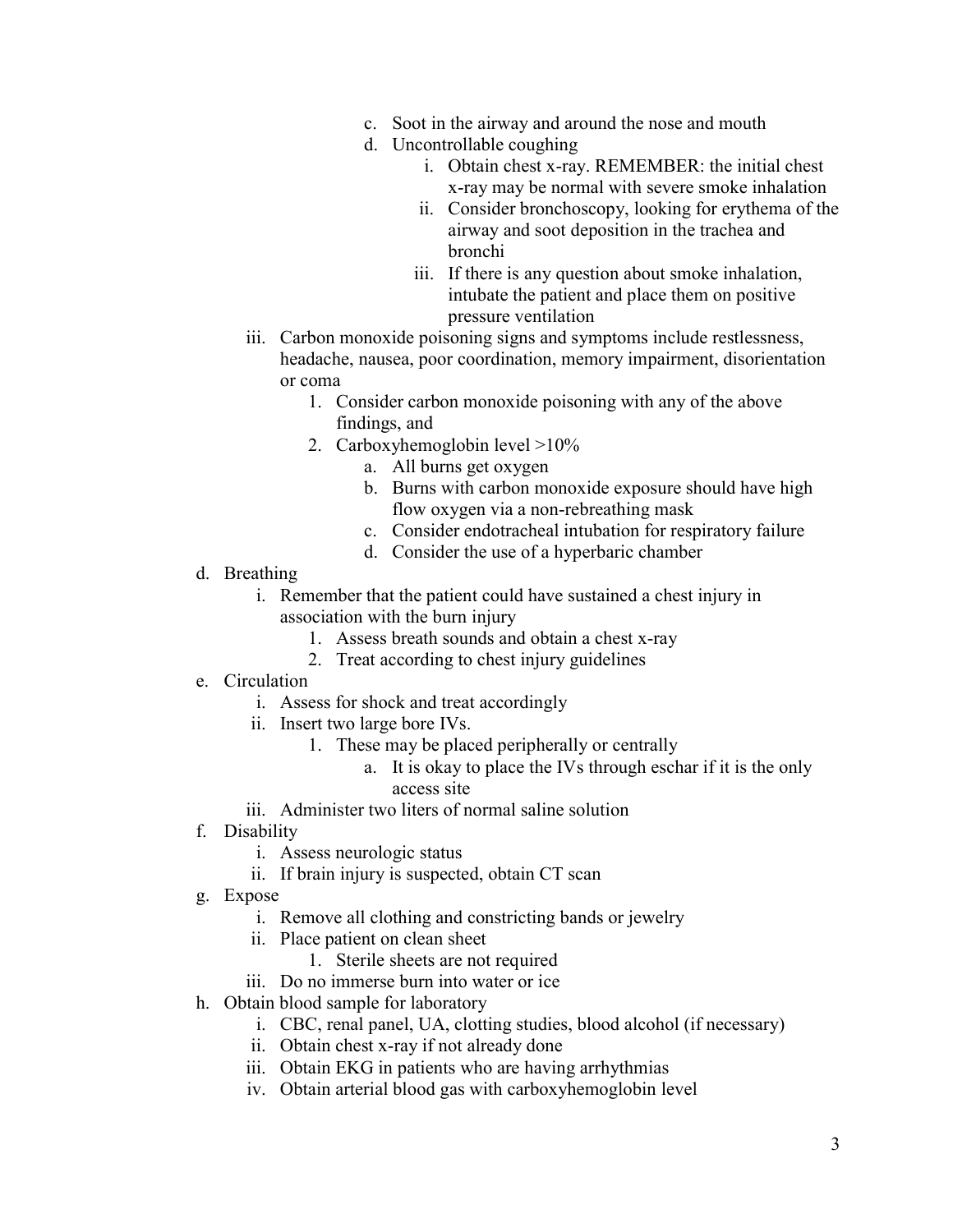- c. Soot in the airway and around the nose and mouth
- d. Uncontrollable coughing
    - i. Obtain chest x-ray. REMEMBER: the initial chest x-ray may be normal with severe smoke inhalation
    - ii. Consider bronchoscopy, looking for erythema of the airway and soot deposition in the trachea and bronchi
    - iii. If there is any question about smoke inhalation, intubate the patient and place them on positive pressure ventilation

iii. Carbon monoxide poisoning signs and symptoms include restlessness, headache, nausea, poor coordination, memory impairment, disorientation or coma

1. Consider carbon monoxide poisoning with any of the above findings, and
2. Carboxyhemoglobin level >10%
    - a. All burns get oxygen
    - b. Burns with carbon monoxide exposure should have high flow oxygen via a non-rebreathing mask
    - c. Consider endotracheal intubation for respiratory failure
    - d. Consider the use of a hyperbaric chamber

d. Breathing

- i. Remember that the patient could have sustained a chest injury in association with the burn injury
    1. Assess breath sounds and obtain a chest x-ray
    2. Treat according to chest injury guidelines

e. Circulation

- i. Assess for shock and treat accordingly
- ii. Insert two large bore IVs.
    1. These may be placed peripherally or centrally
        - a. It is okay to place the IVs through eschar if it is the only access site
- iii. Administer two liters of normal saline solution

f. Disability

- i. Assess neurologic status
- ii. If brain injury is suspected, obtain CT scan

g. Expose

- i. Remove all clothing and constricting bands or jewelry
- ii. Place patient on clean sheet
    1. Sterile sheets are not required
- iii. Do no immerse burn into water or ice

h. Obtain blood sample for laboratory

- i. CBC, renal panel, UA, clotting studies, blood alcohol (if necessary)
- ii. Obtain chest x-ray if not already done
- iii. Obtain EKG in patients who are having arrhythmias
- iv. Obtain arterial blood gas with carboxyhemoglobin level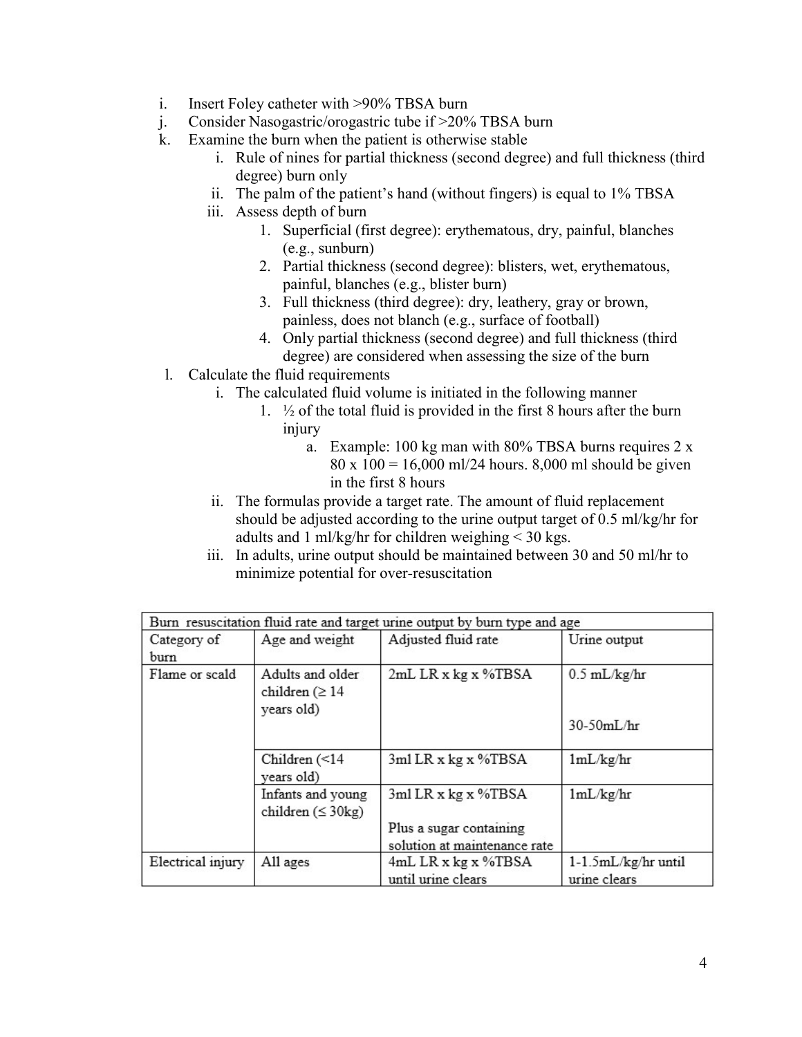i. Insert Foley catheter with >90% TBSA burn

j. Consider Nasogastric/orogastric tube if >20% TBSA burn

k. Examine the burn when the patient is otherwise stable

   i. Rule of nines for partial thickness (second degree) and full thickness (third degree) burn only

   ii. The palm of the patient's hand (without fingers) is equal to 1% TBSA

   iii. Assess depth of burn

      1. Superficial (first degree): erythematous, dry, painful, blanches (e.g., sunburn)
      2. Partial thickness (second degree): blisters, wet, erythematous, painful, blanches (e.g., blister burn)
      3. Full thickness (third degree): dry, leathery, gray or brown, painless, does not blanch (e.g., surface of football)
      4. Only partial thickness (second degree) and full thickness (third degree) are considered when assessing the size of the burn

l. Calculate the fluid requirements

   i. The calculated fluid volume is initiated in the following manner

      1. ½ of the total fluid is provided in the first 8 hours after the burn injury

         a. Example: 100 kg man with 80% TBSA burns requires 2 x 80 x 100 = 16,000 ml/24 hours. 8,000 ml should be given in the first 8 hours

   ii. The formulas provide a target rate. The amount of fluid replacement should be adjusted according to the urine output target of 0.5 ml/kg/hr for adults and 1 ml/kg/hr for children weighing < 30 kgs.

   iii. In adults, urine output should be maintained between 30 and 50 ml/hr to minimize potential for over-resuscitation

| Burn resuscitation fluid rate and target urine output by burn type and age | | | |
|---|---|---|---|
| Category of burn | Age and weight | Adjusted fluid rate | Urine output |
| Flame or scald | Adults and older children (≥ 14 years old) | 2mL LR x kg x %TBSA | 0.5 mL/kg/hr<br><br>30-50mL/hr |
| | Children (<14 years old) | 3ml LR x kg x %TBSA | 1mL/kg/hr |
| | Infants and young children (≤ 30kg) | 3ml LR x kg x %TBSA<br><br>Plus a sugar containing solution at maintenance rate | 1mL/kg/hr |
| Electrical injury | All ages | 4mL LR x kg x %TBSA until urine clears | 1-1.5mL/kg/hr until urine clears |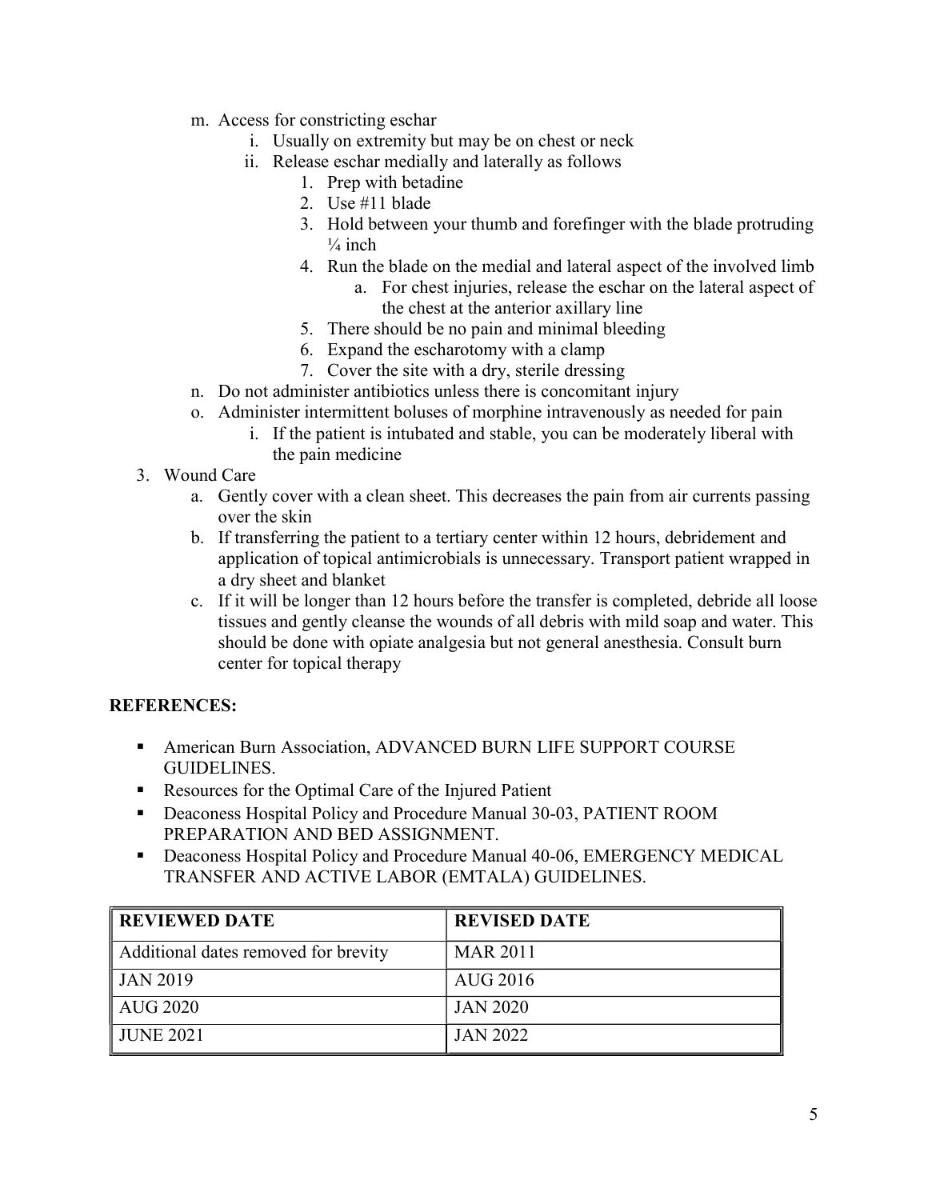m. Access for constricting eschar
    i. Usually on extremity but may be on chest or neck
    ii. Release eschar medially and laterally as follows
        1. Prep with betadine
        2. Use #11 blade
        3. Hold between your thumb and forefinger with the blade protruding ¼ inch
        4. Run the blade on the medial and lateral aspect of the involved limb
            a. For chest injuries, release the eschar on the lateral aspect of the chest at the anterior axillary line
        5. There should be no pain and minimal bleeding
        6. Expand the escharotomy with a clamp
        7. Cover the site with a dry, sterile dressing

n. Do not administer antibiotics unless there is concomitant injury

o. Administer intermittent boluses of morphine intravenously as needed for pain
    i. If the patient is intubated and stable, you can be moderately liberal with the pain medicine

3. Wound Care
    a. Gently cover with a clean sheet. This decreases the pain from air currents passing over the skin
    b. If transferring the patient to a tertiary center within 12 hours, debridement and application of topical antimicrobials is unnecessary. Transport patient wrapped in a dry sheet and blanket
    c. If it will be longer than 12 hours before the transfer is completed, debride all loose tissues and gently cleanse the wounds of all debris with mild soap and water. This should be done with opiate analgesia but not general anesthesia. Consult burn center for topical therapy

**REFERENCES:**

- American Burn Association, ADVANCED BURN LIFE SUPPORT COURSE GUIDELINES.
- Resources for the Optimal Care of the Injured Patient
- Deaconess Hospital Policy and Procedure Manual 30-03, PATIENT ROOM PREPARATION AND BED ASSIGNMENT.
- Deaconess Hospital Policy and Procedure Manual 40-06, EMERGENCY MEDICAL TRANSFER AND ACTIVE LABOR (EMTALA) GUIDELINES.

| **REVIEWED DATE** | **REVISED DATE** |
|---|---|
| Additional dates removed for brevity | MAR 2011 |
| JAN 2019 | AUG 2016 |
| AUG 2020 | JAN 2020 |
| JUNE 2021 | JAN 2022 |